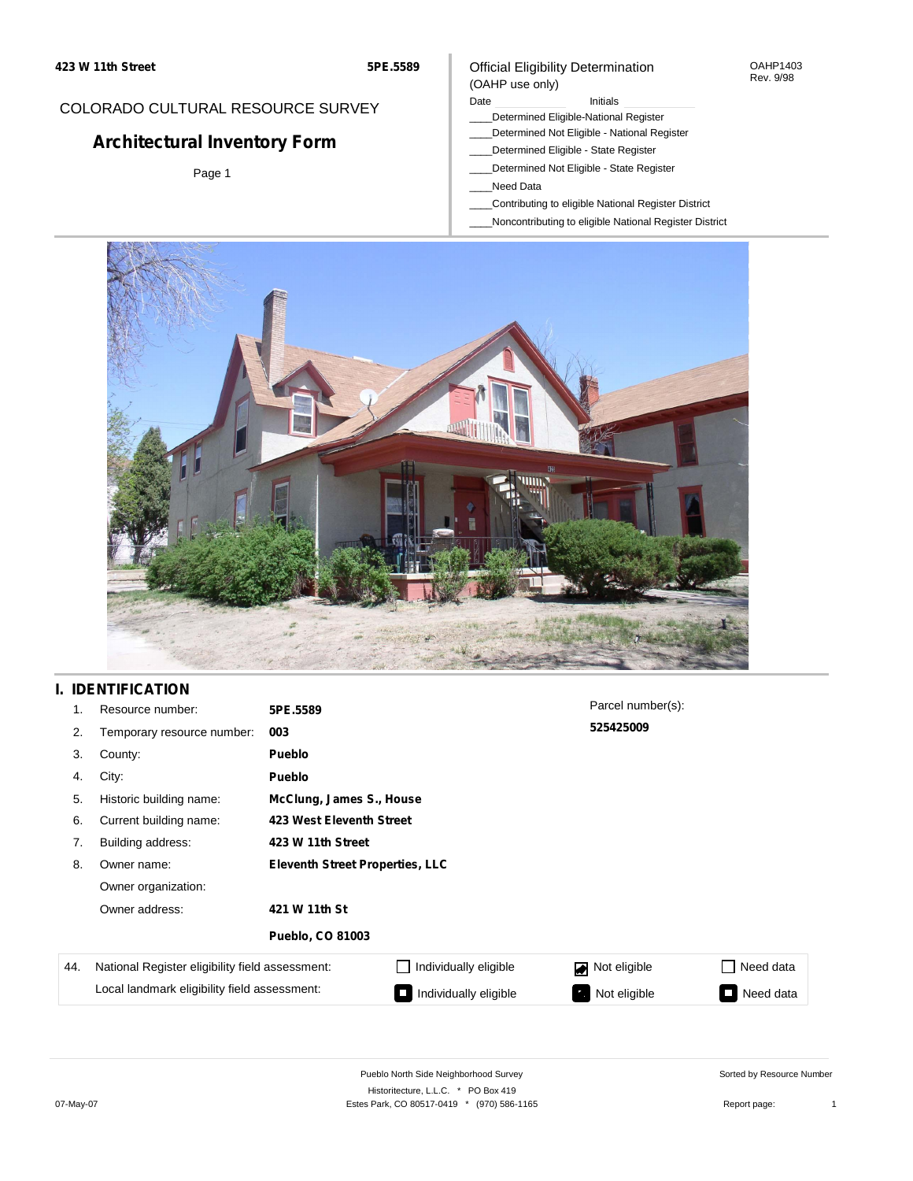423 W 11th Street — 5PE.5589

COLORADO CULTURAL RESOURCE SURVEY

# Architectural Inventory Form

Official Eligibility Determination
(OAHP use only)

OAHP1403
Rev. 9/98

Date ____________ Initials ____________

____Determined Eligible-National Register
____Determined Not Eligible - National Register
____Determined Eligible - State Register
____Determined Not Eligible - State Register
____Need Data
____Contributing to eligible National Register District
____Noncontributing to eligible National Register District

## I. IDENTIFICATION

| | | |
|---|---|---|
| 1. | Resource number: | **5PE.5589** |
| 2. | Temporary resource number: | **003** |
| 3. | County: | **Pueblo** |
| 4. | City: | **Pueblo** |
| 5. | Historic building name: | **McClung, James S., House** |
| 6. | Current building name: | **423 West Eleventh Street** |
| 7. | Building address: | **423 W 11th Street** |
| 8. | Owner name: | **Eleventh Street Properties, LLC** |
| | Owner organization: | |
| | Owner address: | **421 W 11th St** |
| | | **Pueblo, CO 81003** |

Parcel number(s):
**525425009**

| 44. | | | | |
|---|---|---|---|---|
| National Register eligibility field assessment: | ☐ Individually eligible | ☑ Not eligible | ☐ Need data |
| Local landmark eligibility field assessment: | ☐ Individually eligible | ☐ Not eligible | ☐ Need data |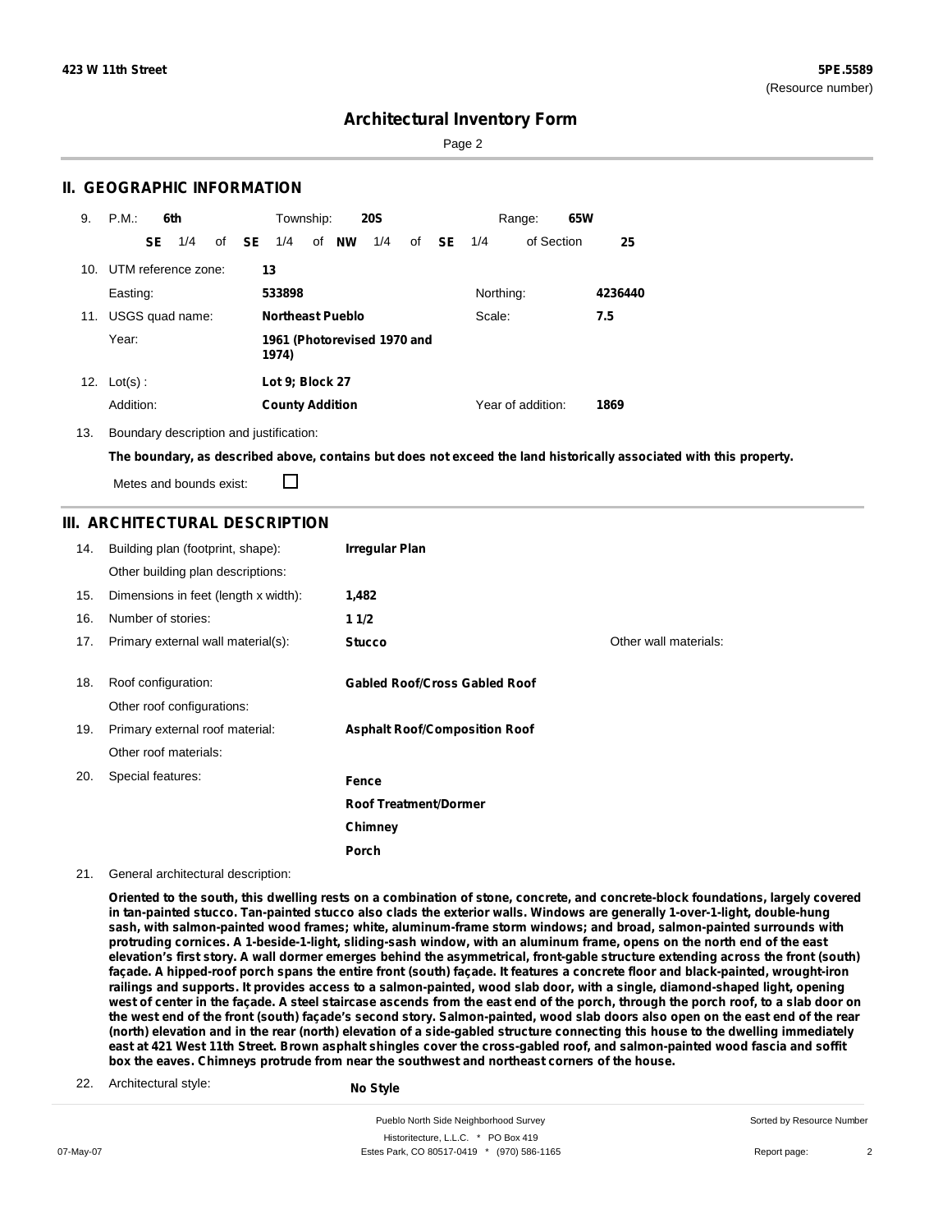## Architectural Inventory Form

## II. GEOGRAPHIC INFORMATION

9. P.M.: **6th** Township: **20S** Range: **65W**

**SE** 1/4 of **SE** 1/4 of **NW** 1/4 of **SE** 1/4 of Section **25**

10. UTM reference zone: **13**

Easting: **533898** Northing: **4236440**

11. USGS quad name: **Northeast Pueblo** Scale: **7.5**

Year: **1961 (Photorevised 1970 and 1974)**

12. Lot(s): **Lot 9; Block 27**

Addition: **County Addition** Year of addition: **1869**

13. Boundary description and justification:

**The boundary, as described above, contains but does not exceed the land historically associated with this property.**

Metes and bounds exist: ☐

## III. ARCHITECTURAL DESCRIPTION

14. Building plan (footprint, shape): **Irregular Plan**

Other building plan descriptions:

15. Dimensions in feet (length x width): **1,482**

16. Number of stories: **1 1/2**

17. Primary external wall material(s): **Stucco** Other wall materials:

18. Roof configuration: **Gabled Roof/Cross Gabled Roof**

Other roof configurations:

19. Primary external roof material: **Asphalt Roof/Composition Roof**

Other roof materials:

20. Special features: **Fence**

**Roof Treatment/Dormer**

**Chimney**

**Porch**

21. General architectural description:

**Oriented to the south, this dwelling rests on a combination of stone, concrete, and concrete-block foundations, largely covered in tan-painted stucco. Tan-painted stucco also clads the exterior walls. Windows are generally 1-over-1-light, double-hung sash, with salmon-painted wood frames; white, aluminum-frame storm windows; and broad, salmon-painted surrounds with protruding cornices. A 1-beside-1-light, sliding-sash window, with an aluminum frame, opens on the north end of the east elevation's first story. A wall dormer emerges behind the asymmetrical, front-gable structure extending across the front (south) façade. A hipped-roof porch spans the entire front (south) façade. It features a concrete floor and black-painted, wrought-iron railings and supports. It provides access to a salmon-painted, wood slab door, with a single, diamond-shaped light, opening west of center in the façade. A steel staircase ascends from the east end of the porch, through the porch roof, to a slab door on the west end of the front (south) façade's second story. Salmon-painted, wood slab doors also open on the east end of the rear (north) elevation and in the rear (north) elevation of a side-gabled structure connecting this house to the dwelling immediately east at 421 West 11th Street. Brown asphalt shingles cover the cross-gabled roof, and salmon-painted wood fascia and soffit box the eaves. Chimneys protrude from near the southwest and northeast corners of the house.**

22. Architectural style: **No Style**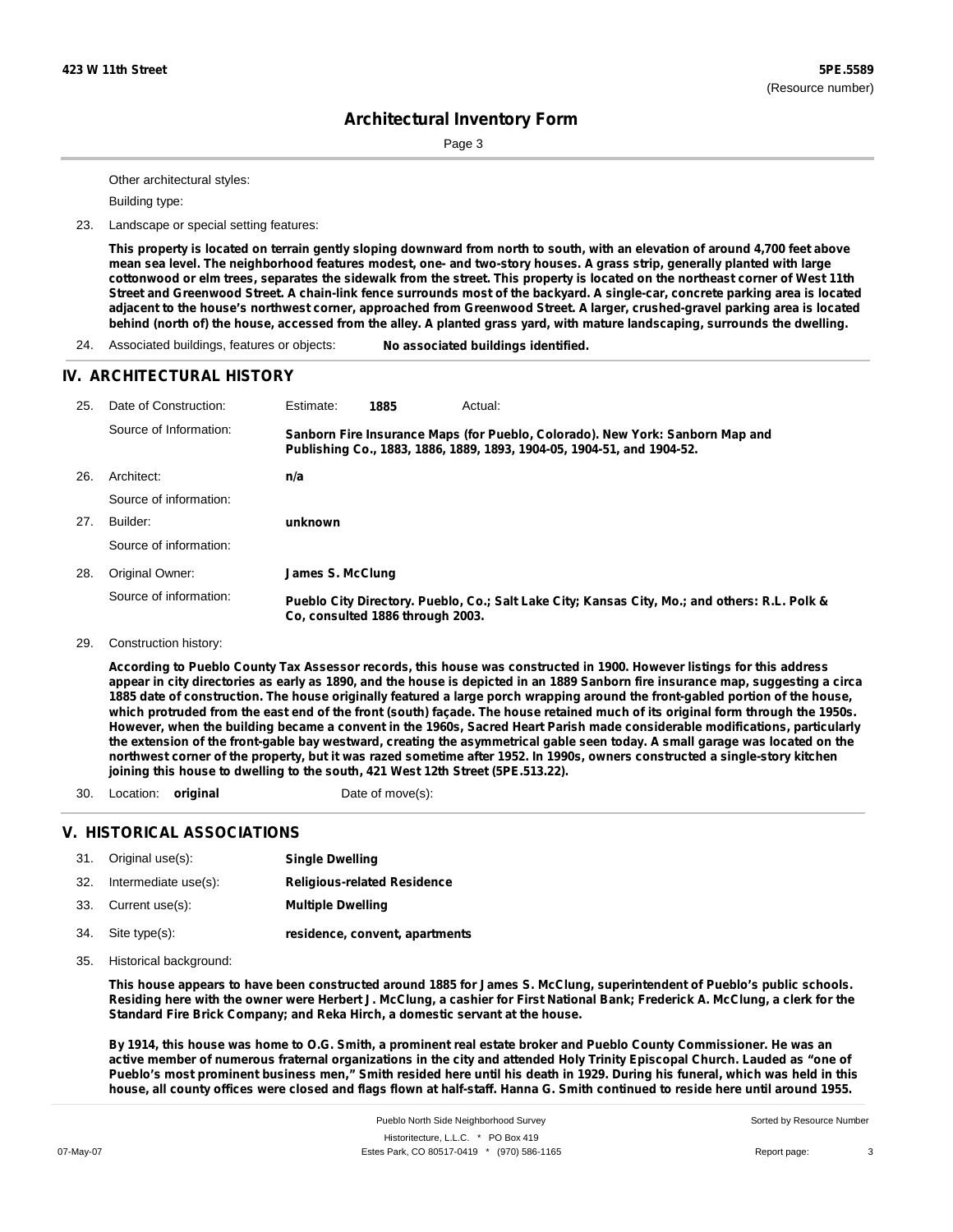Other architectural styles:

Building type:

23. Landscape or special setting features:

**This property is located on terrain gently sloping downward from north to south, with an elevation of around 4,700 feet above mean sea level. The neighborhood features modest, one- and two-story houses. A grass strip, generally planted with large cottonwood or elm trees, separates the sidewalk from the street. This property is located on the northeast corner of West 11th Street and Greenwood Street. A chain-link fence surrounds most of the backyard. A single-car, concrete parking area is located adjacent to the house's northwest corner, approached from Greenwood Street. A larger, crushed-gravel parking area is located behind (north of) the house, accessed from the alley. A planted grass yard, with mature landscaping, surrounds the dwelling.**

24. Associated buildings, features or objects: **No associated buildings identified.**

## IV. ARCHITECTURAL HISTORY

25. Date of Construction: Estimate: **1885** Actual:

Source of Information: **Sanborn Fire Insurance Maps (for Pueblo, Colorado). New York: Sanborn Map and Publishing Co., 1883, 1886, 1889, 1893, 1904-05, 1904-51, and 1904-52.**

26. Architect: **n/a**

Source of information:

27. Builder: **unknown**

Source of information:

28. Original Owner: **James S. McClung**

Source of information: **Pueblo City Directory. Pueblo, Co.; Salt Lake City; Kansas City, Mo.; and others: R.L. Polk & Co, consulted 1886 through 2003.**

29. Construction history:

**According to Pueblo County Tax Assessor records, this house was constructed in 1900. However listings for this address appear in city directories as early as 1890, and the house is depicted in an 1889 Sanborn fire insurance map, suggesting a circa 1885 date of construction. The house originally featured a large porch wrapping around the front-gabled portion of the house, which protruded from the east end of the front (south) façade. The house retained much of its original form through the 1950s. However, when the building became a convent in the 1960s, Sacred Heart Parish made considerable modifications, particularly the extension of the front-gable bay westward, creating the asymmetrical gable seen today. A small garage was located on the northwest corner of the property, but it was razed sometime after 1952. In 1990s, owners constructed a single-story kitchen joining this house to dwelling to the south, 421 West 12th Street (5PE.513.22).**

30. Location: **original** Date of move(s):

## V. HISTORICAL ASSOCIATIONS

31. Original use(s): **Single Dwelling**

32. Intermediate use(s): **Religious-related Residence**

33. Current use(s): **Multiple Dwelling**

34. Site type(s): **residence, convent, apartments**

35. Historical background:

**This house appears to have been constructed around 1885 for James S. McClung, superintendent of Pueblo's public schools. Residing here with the owner were Herbert J. McClung, a cashier for First National Bank; Frederick A. McClung, a clerk for the Standard Fire Brick Company; and Reka Hirch, a domestic servant at the house.**

**By 1914, this house was home to O.G. Smith, a prominent real estate broker and Pueblo County Commissioner. He was an active member of numerous fraternal organizations in the city and attended Holy Trinity Episcopal Church. Lauded as "one of Pueblo's most prominent business men," Smith resided here until his death in 1929. During his funeral, which was held in this house, all county offices were closed and flags flown at half-staff. Hanna G. Smith continued to reside here until around 1955.**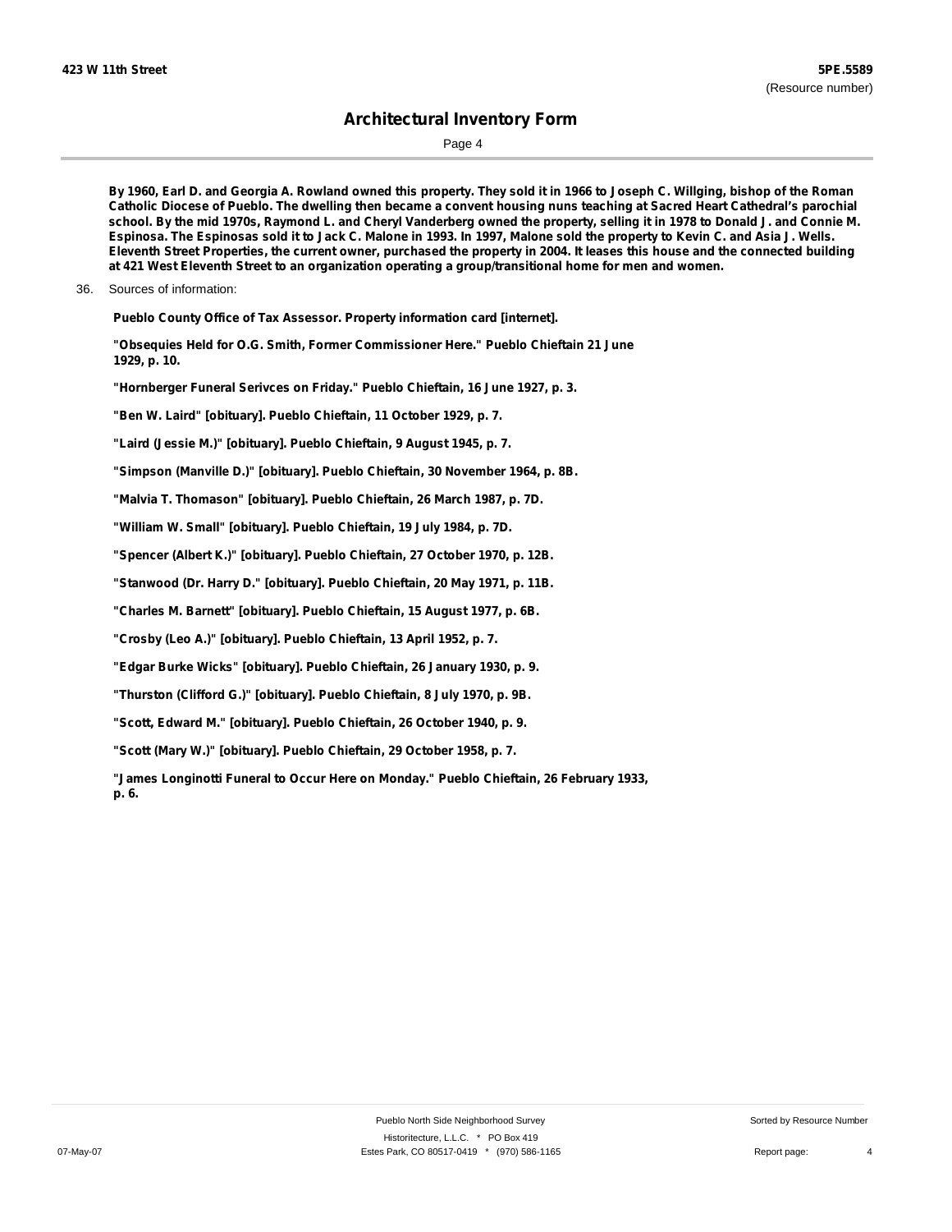**By 1960, Earl D. and Georgia A. Rowland owned this property. They sold it in 1966 to Joseph C. Willging, bishop of the Roman Catholic Diocese of Pueblo. The dwelling then became a convent housing nuns teaching at Sacred Heart Cathedral's parochial school. By the mid 1970s, Raymond L. and Cheryl Vanderberg owned the property, selling it in 1978 to Donald J. and Connie M. Espinosa. The Espinosas sold it to Jack C. Malone in 1993. In 1997, Malone sold the property to Kevin C. and Asia J. Wells. Eleventh Street Properties, the current owner, purchased the property in 2004. It leases this house and the connected building at 421 West Eleventh Street to an organization operating a group/transitional home for men and women.**

36. Sources of information:

**Pueblo County Office of Tax Assessor. Property information card [internet].**

**"Obsequies Held for O.G. Smith, Former Commissioner Here." Pueblo Chieftain 21 June 1929, p. 10.**

**"Hornberger Funeral Serivces on Friday." Pueblo Chieftain, 16 June 1927, p. 3.**

**"Ben W. Laird" [obituary]. Pueblo Chieftain, 11 October 1929, p. 7.**

**"Laird (Jessie M.)" [obituary]. Pueblo Chieftain, 9 August 1945, p. 7.**

**"Simpson (Manville D.)" [obituary]. Pueblo Chieftain, 30 November 1964, p. 8B.**

**"Malvia T. Thomason" [obituary]. Pueblo Chieftain, 26 March 1987, p. 7D.**

**"William W. Small" [obituary]. Pueblo Chieftain, 19 July 1984, p. 7D.**

**"Spencer (Albert K.)" [obituary]. Pueblo Chieftain, 27 October 1970, p. 12B.**

**"Stanwood (Dr. Harry D." [obituary]. Pueblo Chieftain, 20 May 1971, p. 11B.**

**"Charles M. Barnett" [obituary]. Pueblo Chieftain, 15 August 1977, p. 6B.**

**"Crosby (Leo A.)" [obituary]. Pueblo Chieftain, 13 April 1952, p. 7.**

**"Edgar Burke Wicks" [obituary]. Pueblo Chieftain, 26 January 1930, p. 9.**

**"Thurston (Clifford G.)" [obituary]. Pueblo Chieftain, 8 July 1970, p. 9B.**

**"Scott, Edward M." [obituary]. Pueblo Chieftain, 26 October 1940, p. 9.**

**"Scott (Mary W.)" [obituary]. Pueblo Chieftain, 29 October 1958, p. 7.**

**"James Longinotti Funeral to Occur Here on Monday." Pueblo Chieftain, 26 February 1933, p. 6.**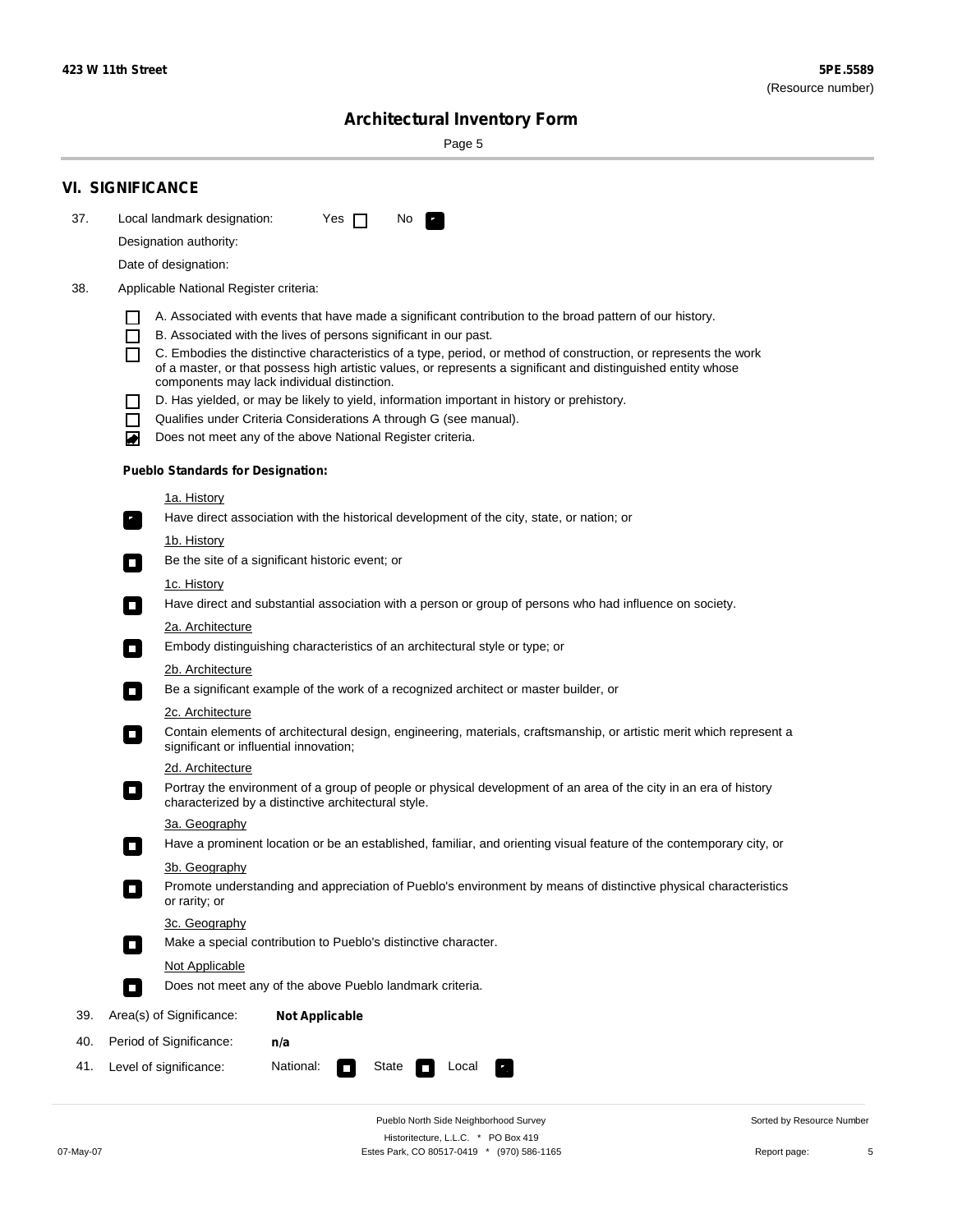## VI. SIGNIFICANCE

37. Local landmark designation: Yes ☐ No ☑

Designation authority:

Date of designation:

38. Applicable National Register criteria:

- ☐ A. Associated with events that have made a significant contribution to the broad pattern of our history.
- ☐ B. Associated with the lives of persons significant in our past.
- ☐ C. Embodies the distinctive characteristics of a type, period, or method of construction, or represents the work of a master, or that possess high artistic values, or represents a significant and distinguished entity whose components may lack individual distinction.
- ☐ D. Has yielded, or may be likely to yield, information important in history or prehistory.
- ☐ Qualifies under Criteria Considerations A through G (see manual).
- ☑ Does not meet any of the above National Register criteria.

**Pueblo Standards for Designation:**

1a. History
☑ Have direct association with the historical development of the city, state, or nation; or

1b. History
☐ Be the site of a significant historic event; or

1c. History
☐ Have direct and substantial association with a person or group of persons who had influence on society.

2a. Architecture
☐ Embody distinguishing characteristics of an architectural style or type; or

2b. Architecture
☐ Be a significant example of the work of a recognized architect or master builder, or

2c. Architecture
☐ Contain elements of architectural design, engineering, materials, craftsmanship, or artistic merit which represent a significant or influential innovation;

2d. Architecture
☐ Portray the environment of a group of people or physical development of an area of the city in an era of history characterized by a distinctive architectural style.

3a. Geography
☐ Have a prominent location or be an established, familiar, and orienting visual feature of the contemporary city, or

3b. Geography
☐ Promote understanding and appreciation of Pueblo's environment by means of distinctive physical characteristics or rarity; or

3c. Geography
☐ Make a special contribution to Pueblo's distinctive character.

Not Applicable
☐ Does not meet any of the above Pueblo landmark criteria.

39. Area(s) of Significance: **Not Applicable**

40. Period of Significance: **n/a**

41. Level of significance: National: ☐ State ☐ Local ☑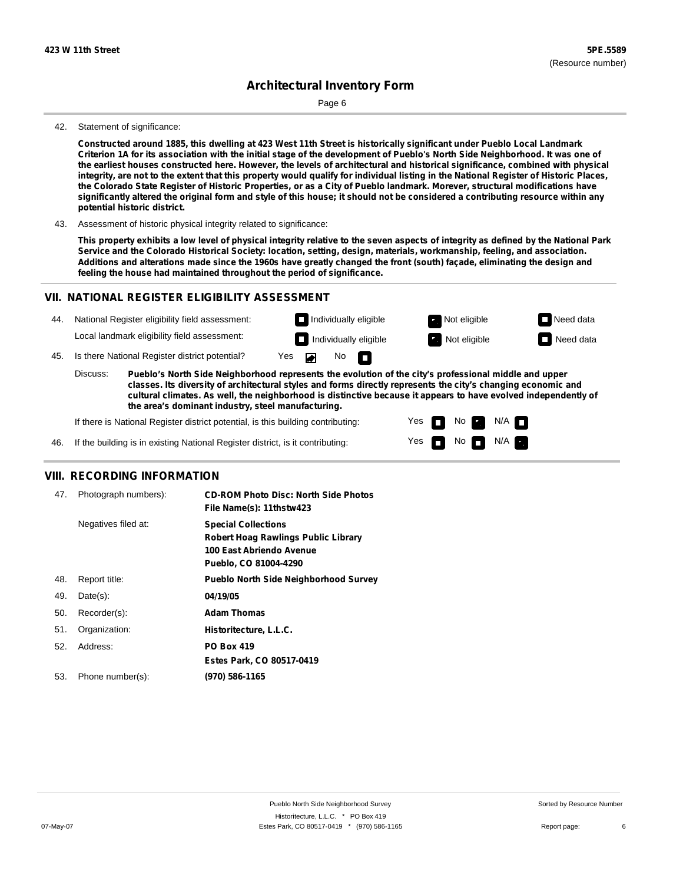**423 W 11th Street**

**5PE.5589**
(Resource number)

# Architectural Inventory Form

42. Statement of significance:

**Constructed around 1885, this dwelling at 423 West 11th Street is historically significant under Pueblo Local Landmark Criterion 1A for its association with the initial stage of the development of Pueblo's North Side Neighborhood. It was one of the earliest houses constructed here. However, the levels of architectural and historical significance, combined with physical integrity, are not to the extent that this property would qualify for individual listing in the National Register of Historic Places, the Colorado State Register of Historic Properties, or as a City of Pueblo landmark. Morever, structural modifications have significantly altered the original form and style of this house; it should not be considered a contributing resource within any potential historic district.**

43. Assessment of historic physical integrity related to significance:

**This property exhibits a low level of physical integrity relative to the seven aspects of integrity as defined by the National Park Service and the Colorado Historical Society: location, setting, design, materials, workmanship, feeling, and association. Additions and alterations made since the 1960s have greatly changed the front (south) façade, eliminating the design and feeling the house had maintained throughout the period of significance.**

## VII. NATIONAL REGISTER ELIGIBILITY ASSESSMENT

44. National Register eligibility field assessment: ☐ Individually eligible ☑ Not eligible ☐ Need data

Local landmark eligibility field assessment: ☐ Individually eligible ☑ Not eligible ☐ Need data

45. Is there National Register district potential? Yes ☑ No ☐

Discuss: **Pueblo's North Side Neighborhood represents the evolution of the city's professional middle and upper classes. Its diversity of architectural styles and forms directly represents the city's changing economic and cultural climates. As well, the neighborhood is distinctive because it appears to have evolved independently of the area's dominant industry, steel manufacturing.**

If there is National Register district potential, is this building contributing: Yes ☐ No ☑ N/A ☐

46. If the building is in existing National Register district, is it contributing: Yes ☐ No ☐ N/A ☑

## VIII. RECORDING INFORMATION

47. Photograph numbers): **CD-ROM Photo Disc: North Side Photos**
**File Name(s): 11thstw423**

Negatives filed at: **Special Collections**
**Robert Hoag Rawlings Public Library**
**100 East Abriendo Avenue**
**Pueblo, CO 81004-4290**

48. Report title: **Pueblo North Side Neighborhood Survey**

49. Date(s): **04/19/05**

50. Recorder(s): **Adam Thomas**

51. Organization: **Historitecture, L.L.C.**

52. Address: **PO Box 419**
**Estes Park, CO 80517-0419**

53. Phone number(s): **(970) 586-1165**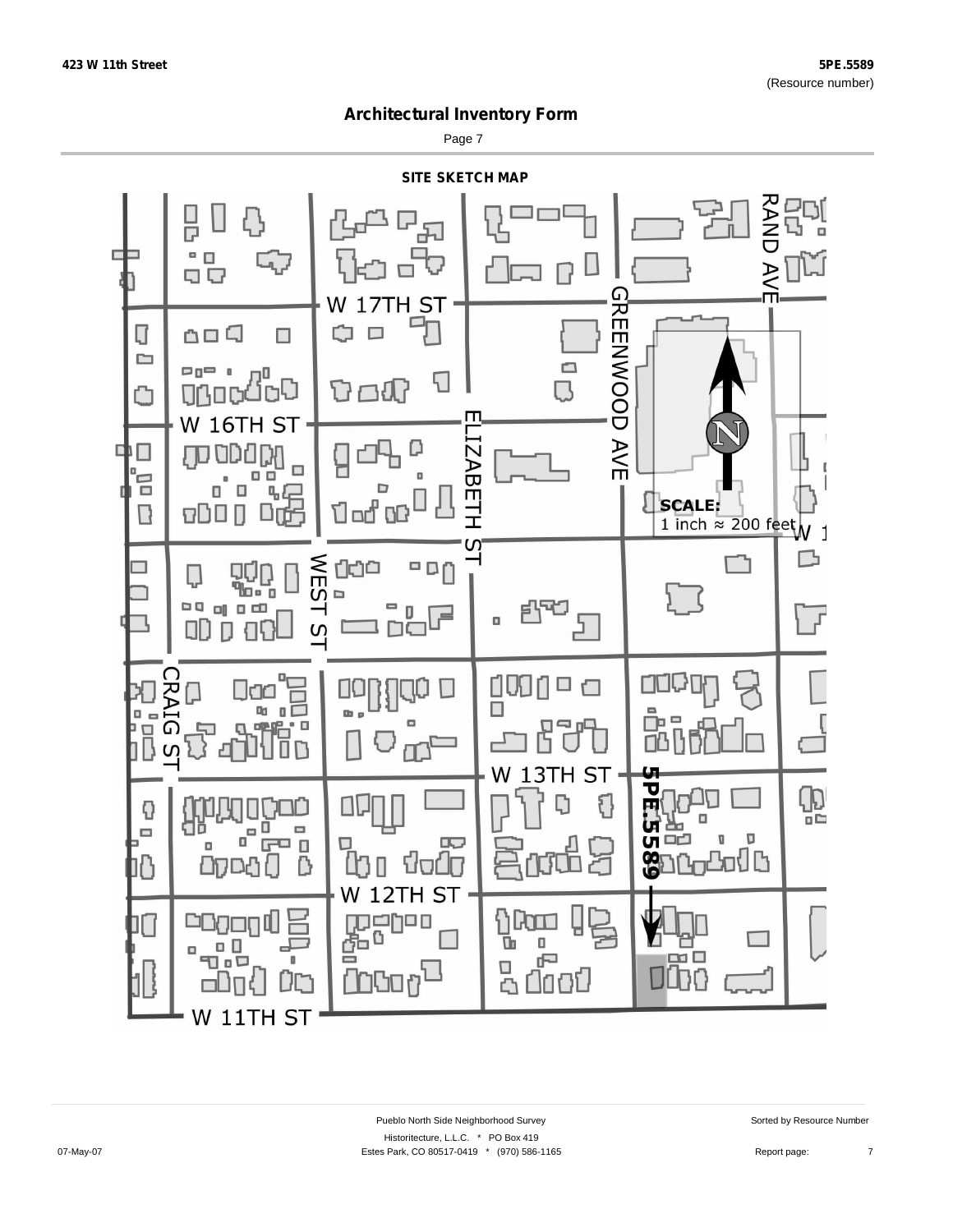# Architectural Inventory Form

## SITE SKETCH MAP

W 17TH ST

W 16TH ST

W 13TH ST

W 12TH ST

W 11TH ST

RAND AVE

GREENWOOD AVE

ELIZABETH ST

WEST ST

CRAIG ST

5PE.5589

SCALE:
1 inch ≈ 200 feet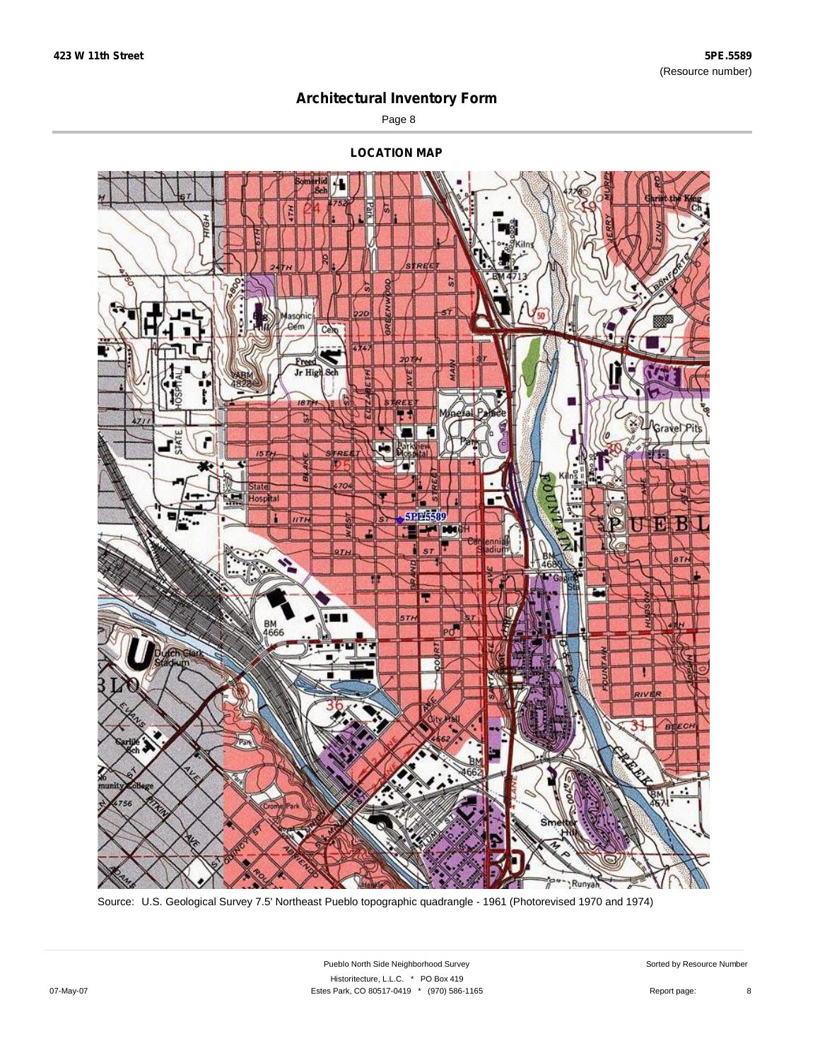## Architectural Inventory Form

### LOCATION MAP

Source: U.S. Geological Survey 7.5' Northeast Pueblo topographic quadrangle - 1961 (Photorevised 1970 and 1974)